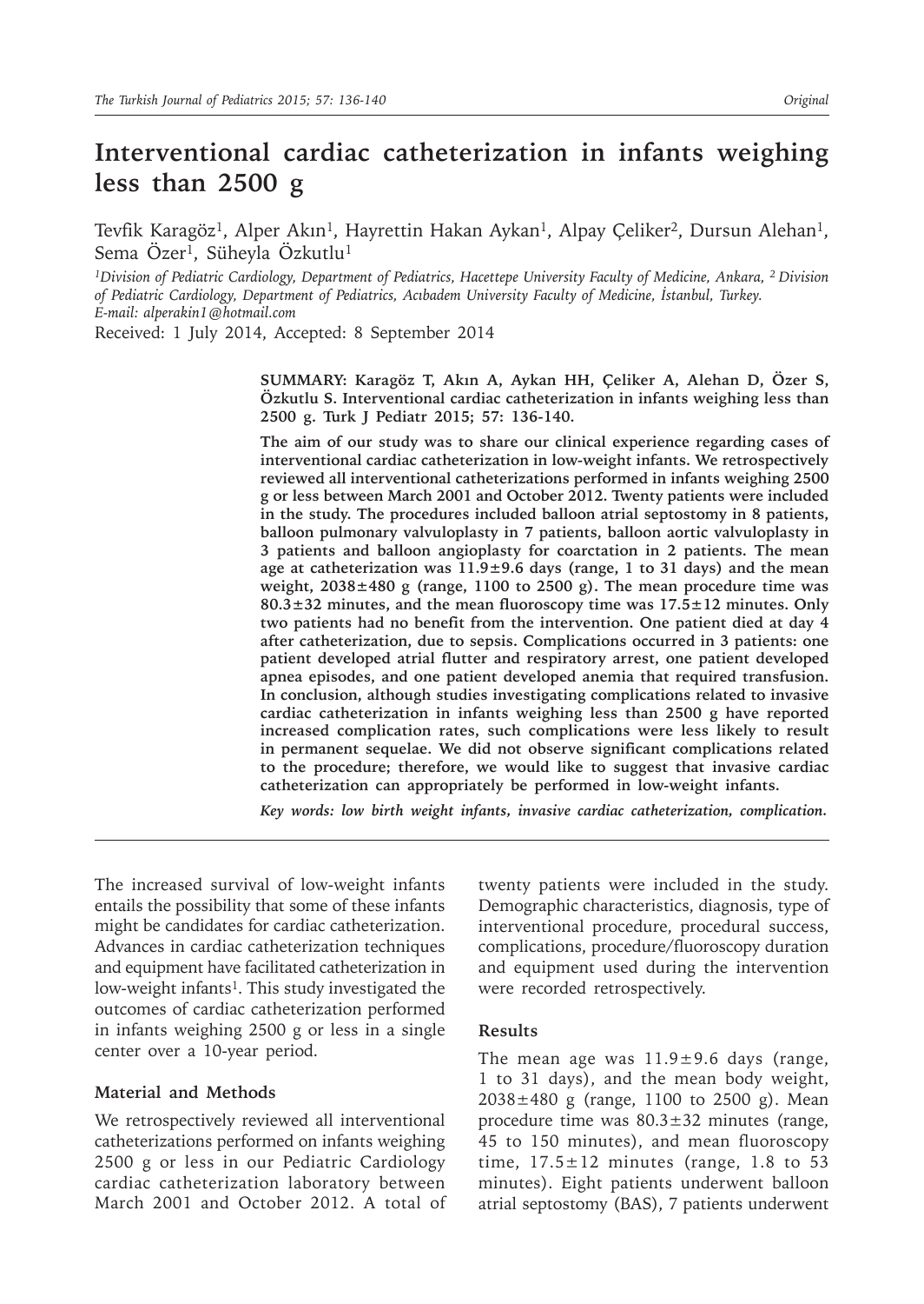# Interventional cardiac catheterization in infants weighing less than 2500 g

Tevfik Karagöz[1], Alper Akın[1], Hayrettin Hakan Aykan[1], Alpay Çeliker[2], Dursun Alehan[1], Sema Özer[1], Süheyla Özkutlu[1]

*[1]Division of Pediatric Cardiology, Department of Pediatrics, Hacettepe University Faculty of Medicine, Ankara, [2] Division of Pediatric Cardiology, Department of Pediatrics, Acıbadem University Faculty of Medicine, İstanbul, Turkey. E-mail: alperakin1@hotmail.com*

Received: 1 July 2014, Accepted: 8 September 2014

**SUMMARY: Karagöz T, Akın A, Aykan HH, Çeliker A, Alehan D, Özer S, Özkutlu S. Interventional cardiac catheterization in infants weighing less than 2500 g. Turk J Pediatr 2015; 57: 136-140.**

**The aim of our study was to share our clinical experience regarding cases of interventional cardiac catheterization in low-weight infants. We retrospectively reviewed all interventional catheterizations performed in infants weighing 2500 g or less between March 2001 and October 2012. Twenty patients were included in the study. The procedures included balloon atrial septostomy in 8 patients, balloon pulmonary valvuloplasty in 7 patients, balloon aortic valvuloplasty in 3 patients and balloon angioplasty for coarctation in 2 patients. The mean age at catheterization was 11.9±9.6 days (range, 1 to 31 days) and the mean weight, 2038±480 g (range, 1100 to 2500 g). The mean procedure time was 80.3±32 minutes, and the mean fluoroscopy time was 17.5±12 minutes. Only two patients had no benefit from the intervention. One patient died at day 4 after catheterization, due to sepsis. Complications occurred in 3 patients: one patient developed atrial flutter and respiratory arrest, one patient developed apnea episodes, and one patient developed anemia that required transfusion. In conclusion, although studies investigating complications related to invasive cardiac catheterization in infants weighing less than 2500 g have reported increased complication rates, such complications were less likely to result in permanent sequelae. We did not observe significant complications related to the procedure; therefore, we would like to suggest that invasive cardiac catheterization can appropriately be performed in low-weight infants.**

***Key words:** low birth weight infants, invasive cardiac catheterization, complication.*

The increased survival of low-weight infants entails the possibility that some of these infants might be candidates for cardiac catheterization. Advances in cardiac catheterization techniques and equipment have facilitated catheterization in low-weight infants[1]. This study investigated the outcomes of cardiac catheterization performed in infants weighing 2500 g or less in a single center over a 10-year period.

## Material and Methods

We retrospectively reviewed all interventional catheterizations performed on infants weighing 2500 g or less in our Pediatric Cardiology cardiac catheterization laboratory between March 2001 and October 2012. A total of twenty patients were included in the study. Demographic characteristics, diagnosis, type of interventional procedure, procedural success, complications, procedure/fluoroscopy duration and equipment used during the intervention were recorded retrospectively.

## Results

The mean age was 11.9±9.6 days (range, 1 to 31 days), and the mean body weight, 2038±480 g (range, 1100 to 2500 g). Mean procedure time was 80.3±32 minutes (range, 45 to 150 minutes), and mean fluoroscopy time, 17.5±12 minutes (range, 1.8 to 53 minutes). Eight patients underwent balloon atrial septostomy (BAS), 7 patients underwent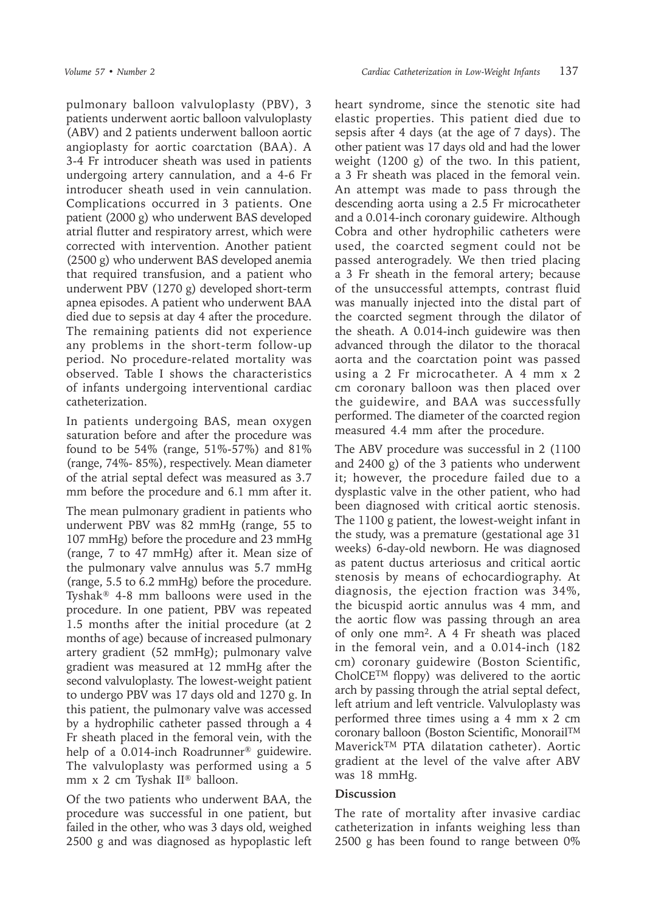pulmonary balloon valvuloplasty (PBV), 3 patients underwent aortic balloon valvuloplasty (ABV) and 2 patients underwent balloon aortic angioplasty for aortic coarctation (BAA). A 3-4 Fr introducer sheath was used in patients undergoing artery cannulation, and a 4-6 Fr introducer sheath used in vein cannulation. Complications occurred in 3 patients. One patient (2000 g) who underwent BAS developed atrial flutter and respiratory arrest, which were corrected with intervention. Another patient (2500 g) who underwent BAS developed anemia that required transfusion, and a patient who underwent PBV (1270 g) developed short-term apnea episodes. A patient who underwent BAA died due to sepsis at day 4 after the procedure. The remaining patients did not experience any problems in the short-term follow-up period. No procedure-related mortality was observed. Table I shows the characteristics of infants undergoing interventional cardiac catheterization.

In patients undergoing BAS, mean oxygen saturation before and after the procedure was found to be 54% (range, 51%-57%) and 81% (range, 74%- 85%), respectively. Mean diameter of the atrial septal defect was measured as 3.7 mm before the procedure and 6.1 mm after it.

The mean pulmonary gradient in patients who underwent PBV was 82 mmHg (range, 55 to 107 mmHg) before the procedure and 23 mmHg (range, 7 to 47 mmHg) after it. Mean size of the pulmonary valve annulus was 5.7 mmHg (range, 5.5 to 6.2 mmHg) before the procedure. Tyshak® 4-8 mm balloons were used in the procedure. In one patient, PBV was repeated 1.5 months after the initial procedure (at 2 months of age) because of increased pulmonary artery gradient (52 mmHg); pulmonary valve gradient was measured at 12 mmHg after the second valvuloplasty. The lowest-weight patient to undergo PBV was 17 days old and 1270 g. In this patient, the pulmonary valve was accessed by a hydrophilic catheter passed through a 4 Fr sheath placed in the femoral vein, with the help of a 0.014-inch Roadrunner® guidewire. The valvuloplasty was performed using a 5 mm x 2 cm Tyshak II® balloon.

Of the two patients who underwent BAA, the procedure was successful in one patient, but failed in the other, who was 3 days old, weighed 2500 g and was diagnosed as hypoplastic left heart syndrome, since the stenotic site had elastic properties. This patient died due to sepsis after 4 days (at the age of 7 days). The other patient was 17 days old and had the lower weight (1200 g) of the two. In this patient, a 3 Fr sheath was placed in the femoral vein. An attempt was made to pass through the descending aorta using a 2.5 Fr microcatheter and a 0.014-inch coronary guidewire. Although Cobra and other hydrophilic catheters were used, the coarcted segment could not be passed anterogradely. We then tried placing a 3 Fr sheath in the femoral artery; because of the unsuccessful attempts, contrast fluid was manually injected into the distal part of the coarcted segment through the dilator of the sheath. A 0.014-inch guidewire was then advanced through the dilator to the thoracal aorta and the coarctation point was passed using a 2 Fr microcatheter. A 4 mm x 2 cm coronary balloon was then placed over the guidewire, and BAA was successfully performed. The diameter of the coarcted region measured 4.4 mm after the procedure.

The ABV procedure was successful in 2 (1100 and 2400 g) of the 3 patients who underwent it; however, the procedure failed due to a dysplastic valve in the other patient, who had been diagnosed with critical aortic stenosis. The 1100 g patient, the lowest-weight infant in the study, was a premature (gestational age 31 weeks) 6-day-old newborn. He was diagnosed as patent ductus arteriosus and critical aortic stenosis by means of echocardiography. At diagnosis, the ejection fraction was 34%, the bicuspid aortic annulus was 4 mm, and the aortic flow was passing through an area of only one mm². A 4 Fr sheath was placed in the femoral vein, and a 0.014-inch (182 cm) coronary guidewire (Boston Scientific, CholCE™ floppy) was delivered to the aortic arch by passing through the atrial septal defect, left atrium and left ventricle. Valvuloplasty was performed three times using a 4 mm x 2 cm coronary balloon (Boston Scientific, Monorail™ Maverick™ PTA dilatation catheter). Aortic gradient at the level of the valve after ABV was 18 mmHg.

## Discussion

The rate of mortality after invasive cardiac catheterization in infants weighing less than 2500 g has been found to range between 0%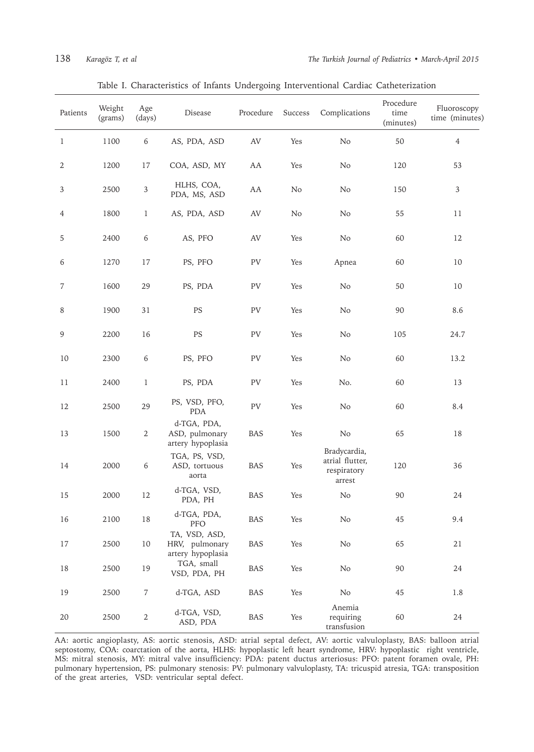Table I. Characteristics of Infants Undergoing Interventional Cardiac Catheterization

| Patients | Weight (grams) | Age (days) | Disease | Procedure | Success | Complications | Procedure time (minutes) | Fluoroscopy time (minutes) |
|---|---|---|---|---|---|---|---|---|
| 1 | 1100 | 6 | AS, PDA, ASD | AV | Yes | No | 50 | 4 |
| 2 | 1200 | 17 | COA, ASD, MY | AA | Yes | No | 120 | 53 |
| 3 | 2500 | 3 | HLHS, COA, PDA, MS, ASD | AA | No | No | 150 | 3 |
| 4 | 1800 | 1 | AS, PDA, ASD | AV | No | No | 55 | 11 |
| 5 | 2400 | 6 | AS, PFO | AV | Yes | No | 60 | 12 |
| 6 | 1270 | 17 | PS, PFO | PV | Yes | Apnea | 60 | 10 |
| 7 | 1600 | 29 | PS, PDA | PV | Yes | No | 50 | 10 |
| 8 | 1900 | 31 | PS | PV | Yes | No | 90 | 8.6 |
| 9 | 2200 | 16 | PS | PV | Yes | No | 105 | 24.7 |
| 10 | 2300 | 6 | PS, PFO | PV | Yes | No | 60 | 13.2 |
| 11 | 2400 | 1 | PS, PDA | PV | Yes | No. | 60 | 13 |
| 12 | 2500 | 29 | PS, VSD, PFO, PDA | PV | Yes | No | 60 | 8.4 |
| 13 | 1500 | 2 | d-TGA, PDA, ASD, pulmonary artery hypoplasia | BAS | Yes | No | 65 | 18 |
| 14 | 2000 | 6 | TGA, PS, VSD, ASD, tortuous aorta | BAS | Yes | Bradycardia, atrial flutter, respiratory arrest | 120 | 36 |
| 15 | 2000 | 12 | d-TGA, VSD, PDA, PH | BAS | Yes | No | 90 | 24 |
| 16 | 2100 | 18 | d-TGA, PDA, PFO | BAS | Yes | No | 45 | 9.4 |
| 17 | 2500 | 10 | TA, VSD, ASD, HRV, pulmonary artery hypoplasia | BAS | Yes | No | 65 | 21 |
| 18 | 2500 | 19 | TGA, small VSD, PDA, PH | BAS | Yes | No | 90 | 24 |
| 19 | 2500 | 7 | d-TGA, ASD | BAS | Yes | No | 45 | 1.8 |
| 20 | 2500 | 2 | d-TGA, VSD, ASD, PDA | BAS | Yes | Anemia requiring transfusion | 60 | 24 |

AA: aortic angioplasty, AS: aortic stenosis, ASD: atrial septal defect, AV: aortic valvuloplasty, BAS: balloon atrial septostomy, COA: coarctation of the aorta, HLHS: hypoplastic left heart syndrome, HRV: hypoplastic right ventricle, MS: mitral stenosis, MY: mitral valve insufficiency: PDA: patent ductus arteriosus: PFO: patent foramen ovale, PH: pulmonary hypertension, PS: pulmonary stenosis: PV: pulmonary valvuloplasty, TA: tricuspid atresia, TGA: transposition of the great arteries, VSD: ventricular septal defect.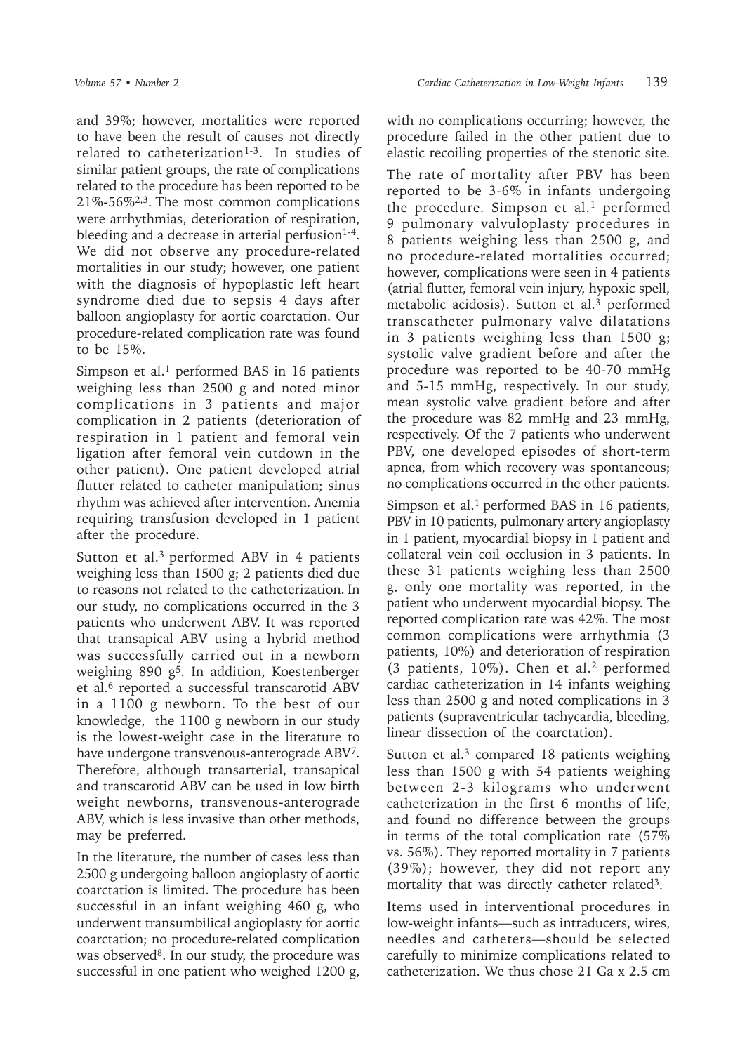and 39%; however, mortalities were reported to have been the result of causes not directly related to catheterization[1-3]. In studies of similar patient groups, the rate of complications related to the procedure has been reported to be 21%-56%[2,3]. The most common complications were arrhythmias, deterioration of respiration, bleeding and a decrease in arterial perfusion[1-4]. We did not observe any procedure-related mortalities in our study; however, one patient with the diagnosis of hypoplastic left heart syndrome died due to sepsis 4 days after balloon angioplasty for aortic coarctation. Our procedure-related complication rate was found to be 15%.

Simpson et al.[1] performed BAS in 16 patients weighing less than 2500 g and noted minor complications in 3 patients and major complication in 2 patients (deterioration of respiration in 1 patient and femoral vein ligation after femoral vein cutdown in the other patient). One patient developed atrial flutter related to catheter manipulation; sinus rhythm was achieved after intervention. Anemia requiring transfusion developed in 1 patient after the procedure.

Sutton et al.[3] performed ABV in 4 patients weighing less than 1500 g; 2 patients died due to reasons not related to the catheterization. In our study, no complications occurred in the 3 patients who underwent ABV. It was reported that transapical ABV using a hybrid method was successfully carried out in a newborn weighing 890 g[5]. In addition, Koestenberger et al.[6] reported a successful transcarotid ABV in a 1100 g newborn. To the best of our knowledge, the 1100 g newborn in our study is the lowest-weight case in the literature to have undergone transvenous-anterograde ABV[7]. Therefore, although transarterial, transapical and transcarotid ABV can be used in low birth weight newborns, transvenous-anterograde ABV, which is less invasive than other methods, may be preferred.

In the literature, the number of cases less than 2500 g undergoing balloon angioplasty of aortic coarctation is limited. The procedure has been successful in an infant weighing 460 g, who underwent transumbilical angioplasty for aortic coarctation; no procedure-related complication was observed[8]. In our study, the procedure was successful in one patient who weighed 1200 g, with no complications occurring; however, the procedure failed in the other patient due to elastic recoiling properties of the stenotic site.

The rate of mortality after PBV has been reported to be 3-6% in infants undergoing the procedure. Simpson et al.[1] performed 9 pulmonary valvuloplasty procedures in 8 patients weighing less than 2500 g, and no procedure-related mortalities occurred; however, complications were seen in 4 patients (atrial flutter, femoral vein injury, hypoxic spell, metabolic acidosis). Sutton et al.[3] performed transcatheter pulmonary valve dilatations in 3 patients weighing less than 1500 g; systolic valve gradient before and after the procedure was reported to be 40-70 mmHg and 5-15 mmHg, respectively. In our study, mean systolic valve gradient before and after the procedure was 82 mmHg and 23 mmHg, respectively. Of the 7 patients who underwent PBV, one developed episodes of short-term apnea, from which recovery was spontaneous; no complications occurred in the other patients.

Simpson et al.[1] performed BAS in 16 patients, PBV in 10 patients, pulmonary artery angioplasty in 1 patient, myocardial biopsy in 1 patient and collateral vein coil occlusion in 3 patients. In these 31 patients weighing less than 2500 g, only one mortality was reported, in the patient who underwent myocardial biopsy. The reported complication rate was 42%. The most common complications were arrhythmia (3 patients, 10%) and deterioration of respiration (3 patients, 10%). Chen et al.[2] performed cardiac catheterization in 14 infants weighing less than 2500 g and noted complications in 3 patients (supraventricular tachycardia, bleeding, linear dissection of the coarctation).

Sutton et al.[3] compared 18 patients weighing less than 1500 g with 54 patients weighing between 2-3 kilograms who underwent catheterization in the first 6 months of life, and found no difference between the groups in terms of the total complication rate (57% vs. 56%). They reported mortality in 7 patients (39%); however, they did not report any mortality that was directly catheter related[3].

Items used in interventional procedures in low-weight infants—such as intraducers, wires, needles and catheters—should be selected carefully to minimize complications related to catheterization. We thus chose 21 Ga x 2.5 cm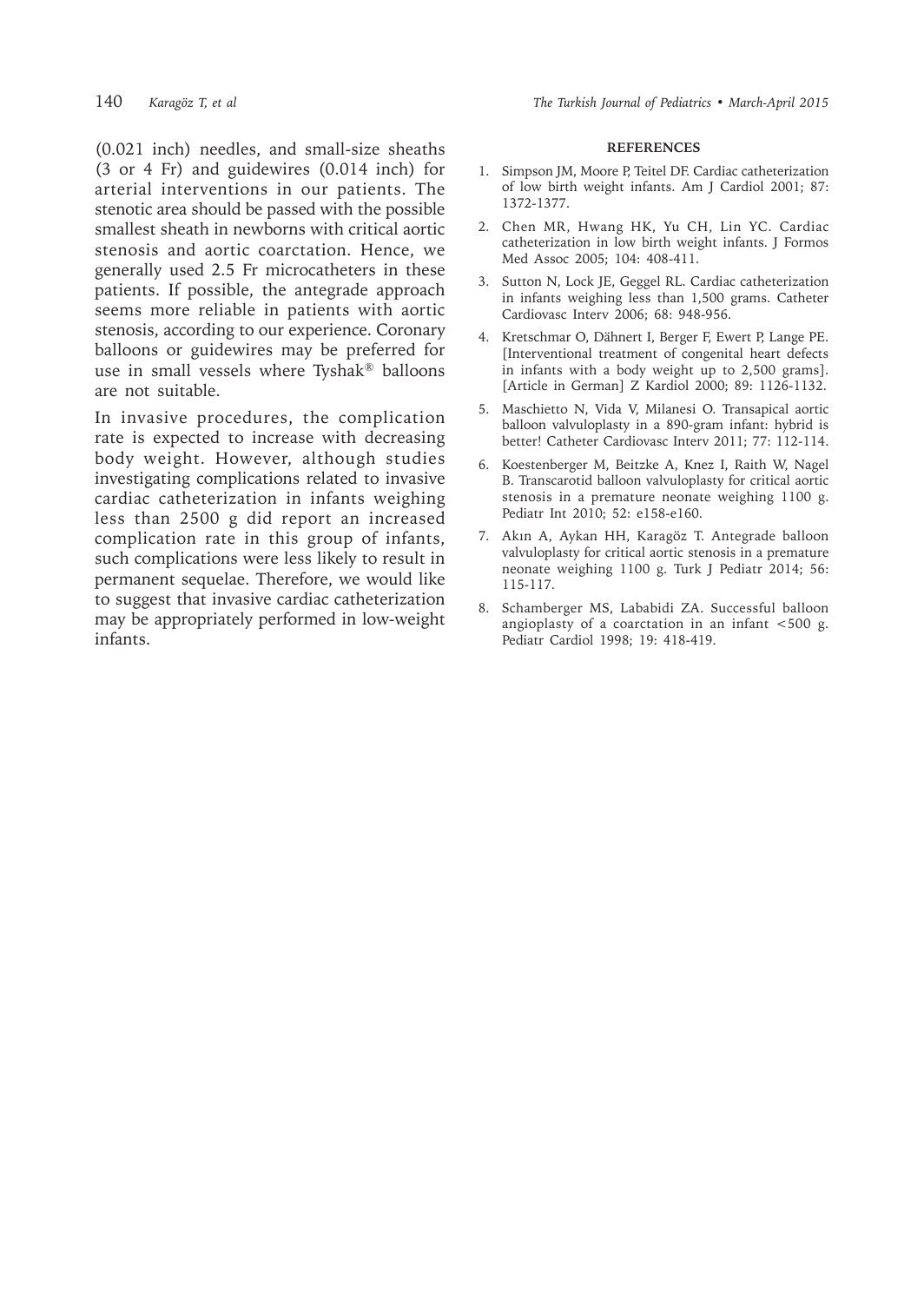(0.021 inch) needles, and small-size sheaths (3 or 4 Fr) and guidewires (0.014 inch) for arterial interventions in our patients. The stenotic area should be passed with the possible smallest sheath in newborns with critical aortic stenosis and aortic coarctation. Hence, we generally used 2.5 Fr microcatheters in these patients. If possible, the antegrade approach seems more reliable in patients with aortic stenosis, according to our experience. Coronary balloons or guidewires may be preferred for use in small vessels where Tyshak® balloons are not suitable.

In invasive procedures, the complication rate is expected to increase with decreasing body weight. However, although studies investigating complications related to invasive cardiac catheterization in infants weighing less than 2500 g did report an increased complication rate in this group of infants, such complications were less likely to result in permanent sequelae. Therefore, we would like to suggest that invasive cardiac catheterization may be appropriately performed in low-weight infants.

## REFERENCES

1. Simpson JM, Moore P, Teitel DF. Cardiac catheterization of low birth weight infants. Am J Cardiol 2001; 87: 1372-1377.
2. Chen MR, Hwang HK, Yu CH, Lin YC. Cardiac catheterization in low birth weight infants. J Formos Med Assoc 2005; 104: 408-411.
3. Sutton N, Lock JE, Geggel RL. Cardiac catheterization in infants weighing less than 1,500 grams. Catheter Cardiovasc Interv 2006; 68: 948-956.
4. Kretschmar O, Dähnert I, Berger F, Ewert P, Lange PE. [Interventional treatment of congenital heart defects in infants with a body weight up to 2,500 grams]. [Article in German] Z Kardiol 2000; 89: 1126-1132.
5. Maschietto N, Vida V, Milanesi O. Transapical aortic balloon valvuloplasty in a 890-gram infant: hybrid is better! Catheter Cardiovasc Interv 2011; 77: 112-114.
6. Koestenberger M, Beitzke A, Knez I, Raith W, Nagel B. Transcarotid balloon valvuloplasty for critical aortic stenosis in a premature neonate weighing 1100 g. Pediatr Int 2010; 52: e158-e160.
7. Akın A, Aykan HH, Karagöz T. Antegrade balloon valvuloplasty for critical aortic stenosis in a premature neonate weighing 1100 g. Turk J Pediatr 2014; 56: 115-117.
8. Schamberger MS, Lababidi ZA. Successful balloon angioplasty of a coarctation in an infant <500 g. Pediatr Cardiol 1998; 19: 418-419.